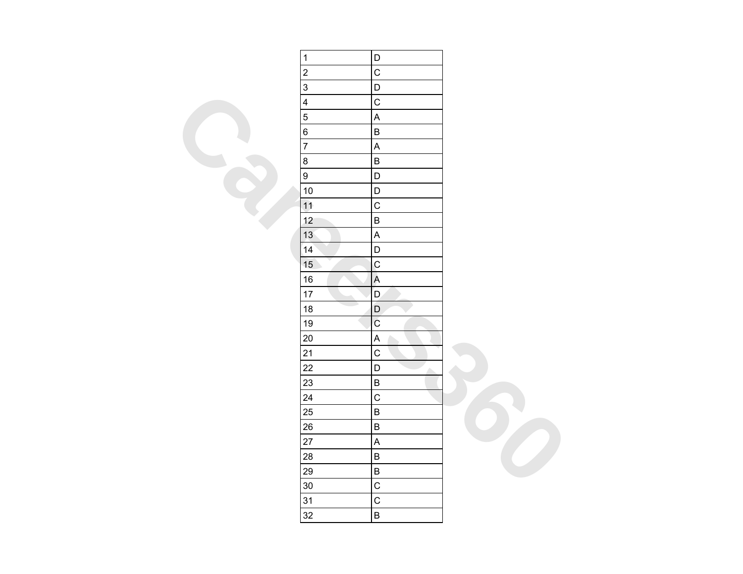| | |
|---|---|
| 1 | D |
| 2 | C |
| 3 | D |
| 4 | C |
| 5 | A |
| 6 | B |
| 7 | A |
| 8 | B |
| 9 | D |
| 10 | D |
| 11 | C |
| 12 | B |
| 13 | A |
| 14 | D |
| 15 | C |
| 16 | A |
| 17 | D |
| 18 | D |
| 19 | C |
| 20 | A |
| 21 | C |
| 22 | D |
| 23 | B |
| 24 | C |
| 25 | B |
| 26 | B |
| 27 | A |
| 28 | B |
| 29 | B |
| 30 | C |
| 31 | C |
| 32 | B |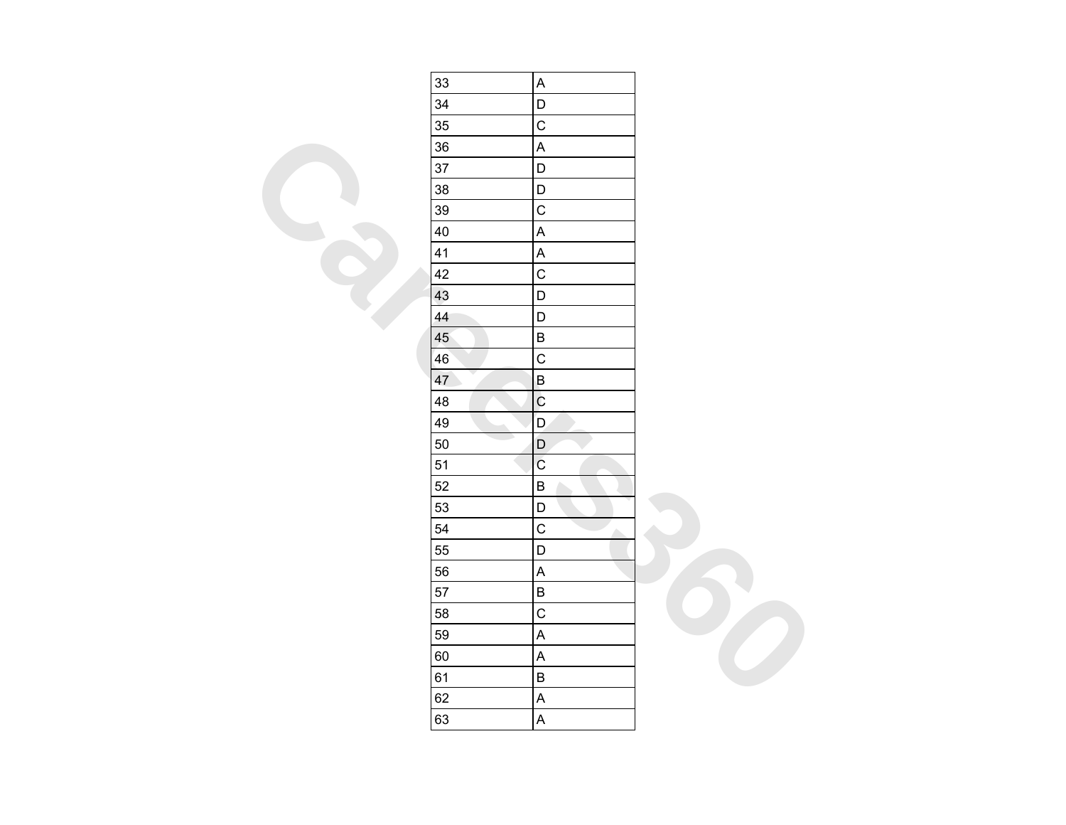| 33 | A |
|---|---|
| 34 | D |
| 35 | C |
| 36 | A |
| 37 | D |
| 38 | D |
| 39 | C |
| 40 | A |
| 41 | A |
| 42 | C |
| 43 | D |
| 44 | D |
| 45 | B |
| 46 | C |
| 47 | B |
| 48 | C |
| 49 | D |
| 50 | D |
| 51 | C |
| 52 | B |
| 53 | D |
| 54 | C |
| 55 | D |
| 56 | A |
| 57 | B |
| 58 | C |
| 59 | A |
| 60 | A |
| 61 | B |
| 62 | A |
| 63 | A |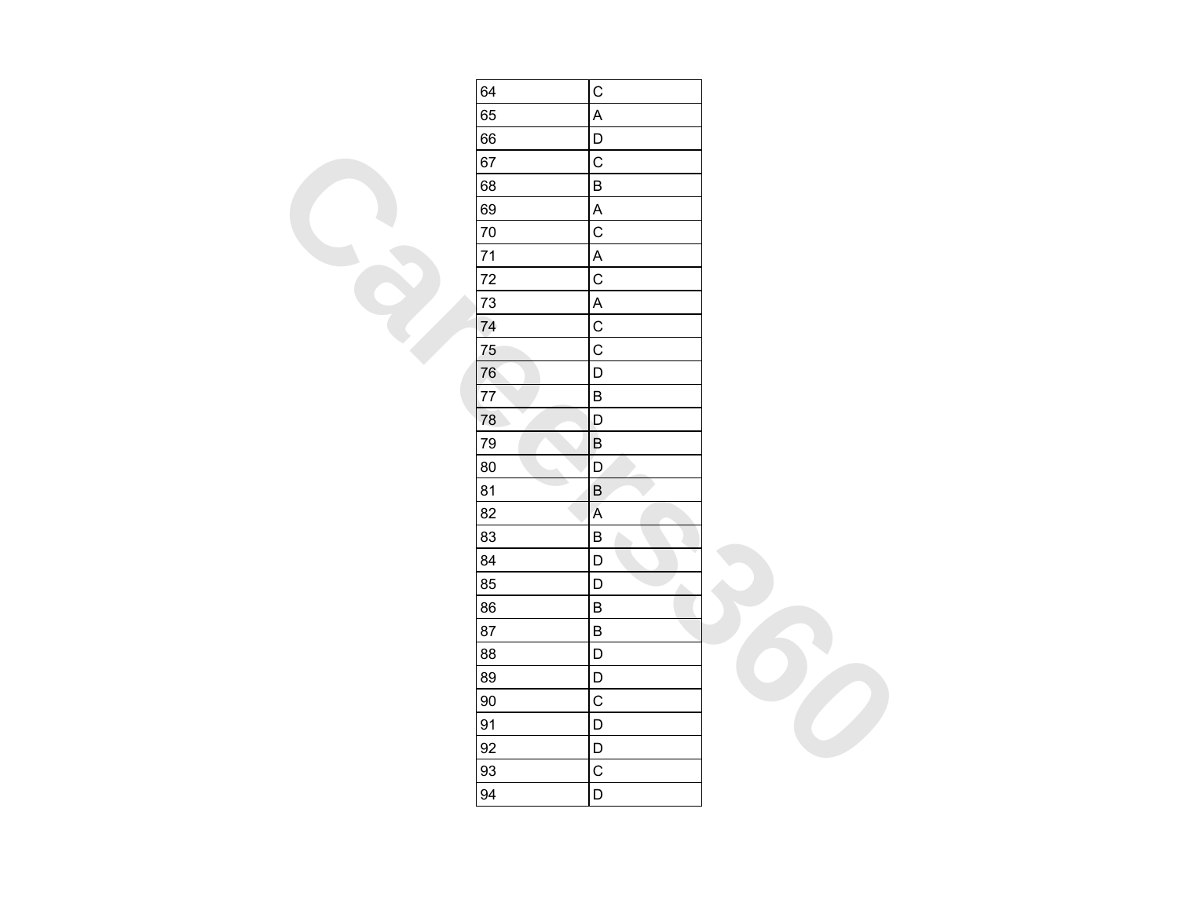| | |
|---|---|
| 64 | C |
| 65 | A |
| 66 | D |
| 67 | C |
| 68 | B |
| 69 | A |
| 70 | C |
| 71 | A |
| 72 | C |
| 73 | A |
| 74 | C |
| 75 | C |
| 76 | D |
| 77 | B |
| 78 | D |
| 79 | B |
| 80 | D |
| 81 | B |
| 82 | A |
| 83 | B |
| 84 | D |
| 85 | D |
| 86 | B |
| 87 | B |
| 88 | D |
| 89 | D |
| 90 | C |
| 91 | D |
| 92 | D |
| 93 | C |
| 94 | D |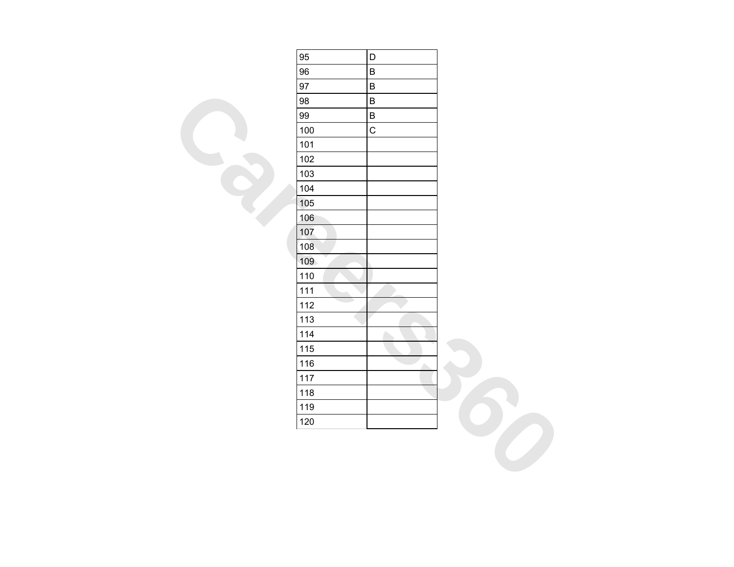| | |
|---|---|
| 95 | D |
| 96 | B |
| 97 | B |
| 98 | B |
| 99 | B |
| 100 | C |
| 101 | |
| 102 | |
| 103 | |
| 104 | |
| 105 | |
| 106 | |
| 107 | |
| 108 | |
| 109 | |
| 110 | |
| 111 | |
| 112 | |
| 113 | |
| 114 | |
| 115 | |
| 116 | |
| 117 | |
| 118 | |
| 119 | |
| 120 | |